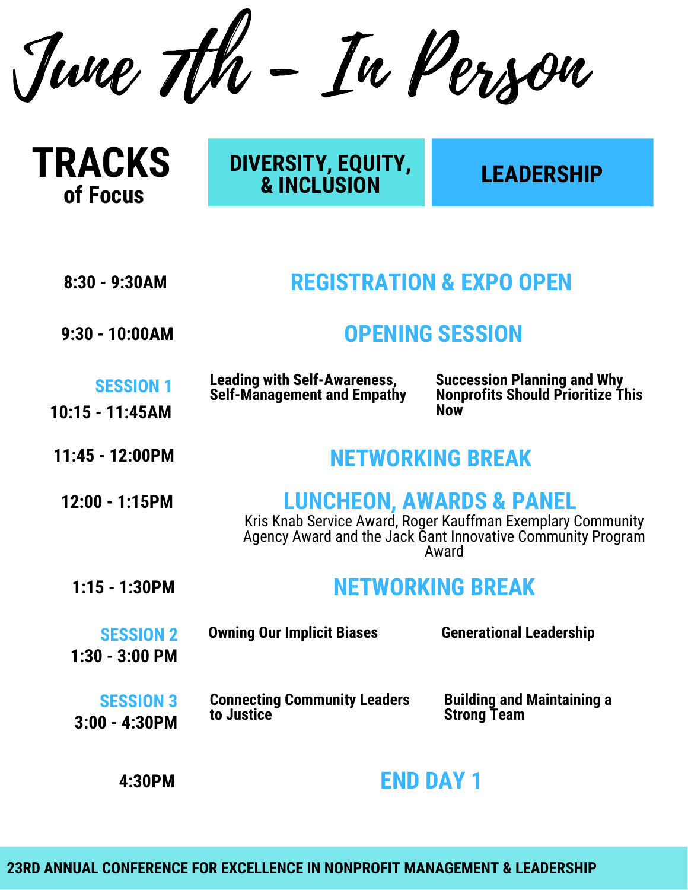# June 7th - In Person

**TRACKS of Focus**

| Time | DIVERSITY, EQUITY, & INCLUSION | LEADERSHIP |
|---|---|---|
| 8:30 - 9:30AM | REGISTRATION & EXPO OPEN | |
| 9:30 - 10:00AM | OPENING SESSION | |
| SESSION 1 10:15 - 11:45AM | Leading with Self-Awareness, Self-Management and Empathy | Succession Planning and Why Nonprofits Should Prioritize This Now |
| 11:45 - 12:00PM | NETWORKING BREAK | |
| 12:00 - 1:15PM | LUNCHEON, AWARDS & PANEL<br>Kris Knab Service Award, Roger Kauffman Exemplary Community Agency Award and the Jack Gant Innovative Community Program Award | |
| 1:15 - 1:30PM | NETWORKING BREAK | |
| SESSION 2 1:30 - 3:00 PM | Owning Our Implicit Biases | Generational Leadership |
| SESSION 3 3:00 - 4:30PM | Connecting Community Leaders to Justice | Building and Maintaining a Strong Team |
| 4:30PM | END DAY 1 | |

**23RD ANNUAL CONFERENCE FOR EXCELLENCE IN NONPROFIT MANAGEMENT & LEADERSHIP**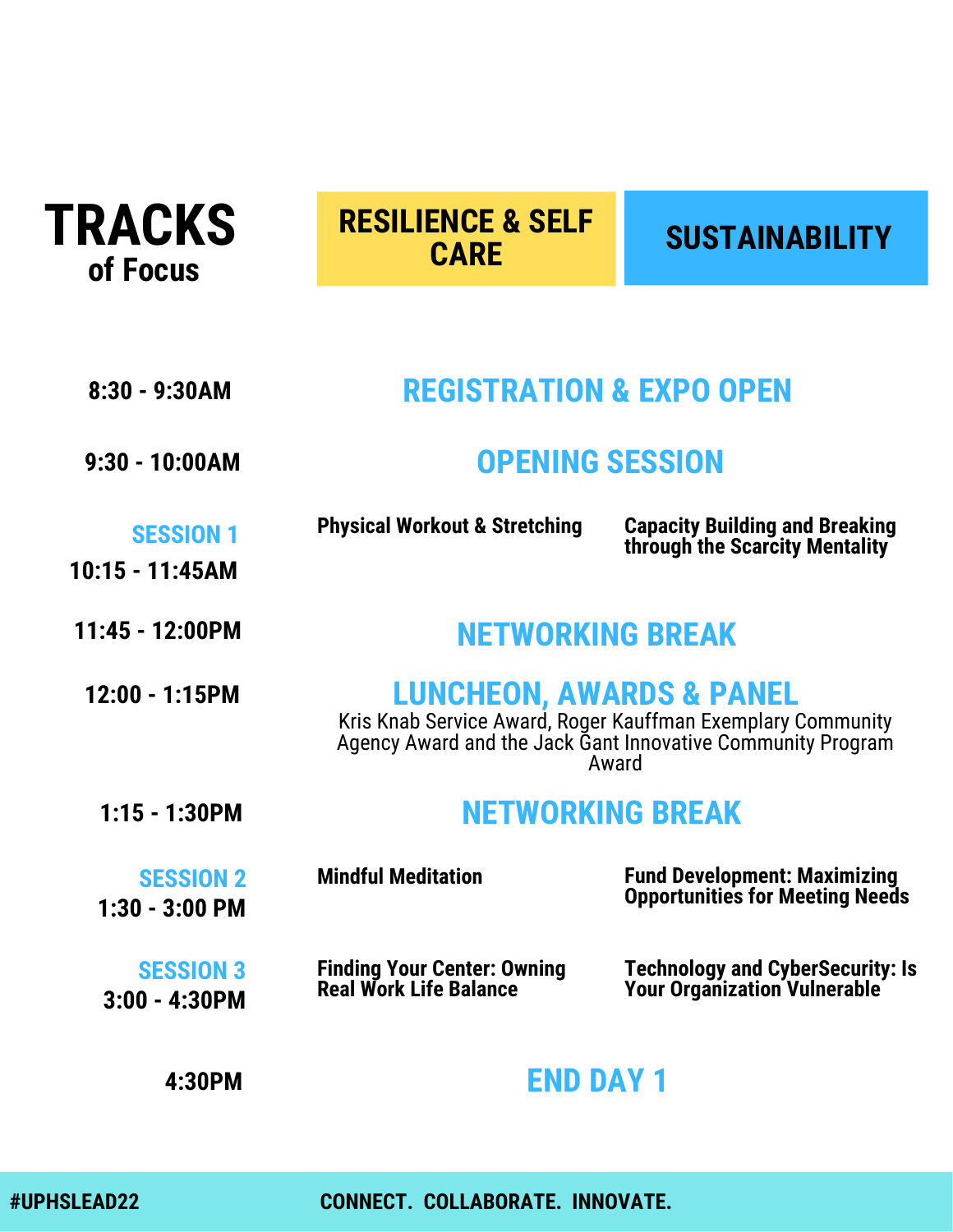# TRACKS of Focus

| Time | Resilience & Self Care | Sustainability |
| --- | --- | --- |
| 8:30 - 9:30AM | **REGISTRATION & EXPO OPEN** | |
| 9:30 - 10:00AM | **OPENING SESSION** | |
| **SESSION 1** 10:15 - 11:45AM | **Physical Workout & Stretching** | **Capacity Building and Breaking through the Scarcity Mentality** |
| 11:45 - 12:00PM | **NETWORKING BREAK** | |
| 12:00 - 1:15PM | **LUNCHEON, AWARDS & PANEL** Kris Knab Service Award, Roger Kauffman Exemplary Community Agency Award and the Jack Gant Innovative Community Program Award | |
| 1:15 - 1:30PM | **NETWORKING BREAK** | |
| **SESSION 2** 1:30 - 3:00 PM | **Mindful Meditation** | **Fund Development: Maximizing Opportunities for Meeting Needs** |
| **SESSION 3** 3:00 - 4:30PM | **Finding Your Center: Owning Real Work Life Balance** | **Technology and CyberSecurity: Is Your Organization Vulnerable** |
| 4:30PM | **END DAY 1** | |

#UPHSLEAD22

CONNECT. COLLABORATE. INNOVATE.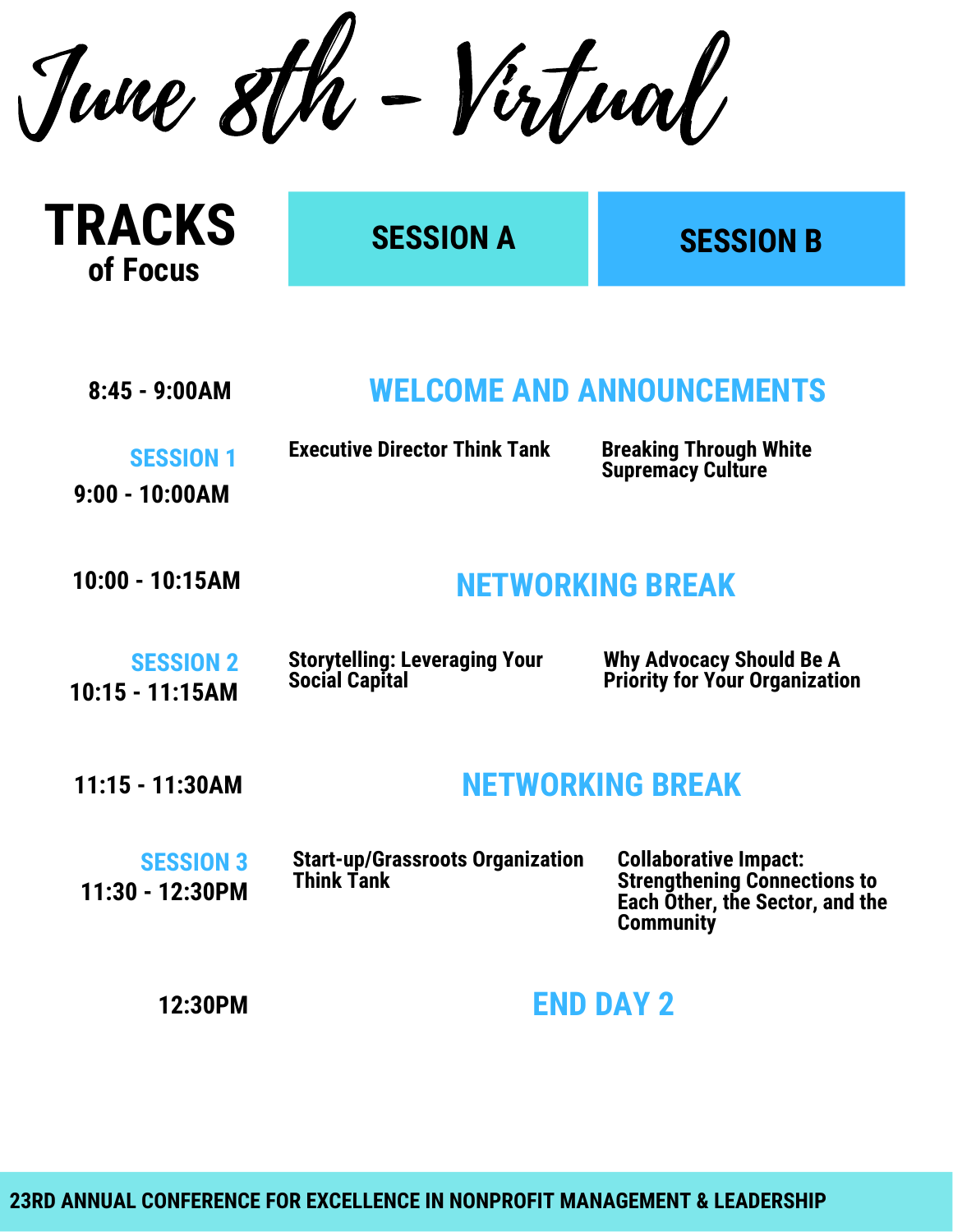# June 8th - Virtual

| TRACKS of Focus | SESSION A | SESSION B |
| --- | --- | --- |
| 8:45 - 9:00AM | WELCOME AND ANNOUNCEMENTS | |
| SESSION 1 9:00 - 10:00AM | Executive Director Think Tank | Breaking Through White Supremacy Culture |
| 10:00 - 10:15AM | NETWORKING BREAK | |
| SESSION 2 10:15 - 11:15AM | Storytelling: Leveraging Your Social Capital | Why Advocacy Should Be A Priority for Your Organization |
| 11:15 - 11:30AM | NETWORKING BREAK | |
| SESSION 3 11:30 - 12:30PM | Start-up/Grassroots Organization Think Tank | Collaborative Impact: Strengthening Connections to Each Other, the Sector, and the Community |
| 12:30PM | END DAY 2 | |

23RD ANNUAL CONFERENCE FOR EXCELLENCE IN NONPROFIT MANAGEMENT & LEADERSHIP